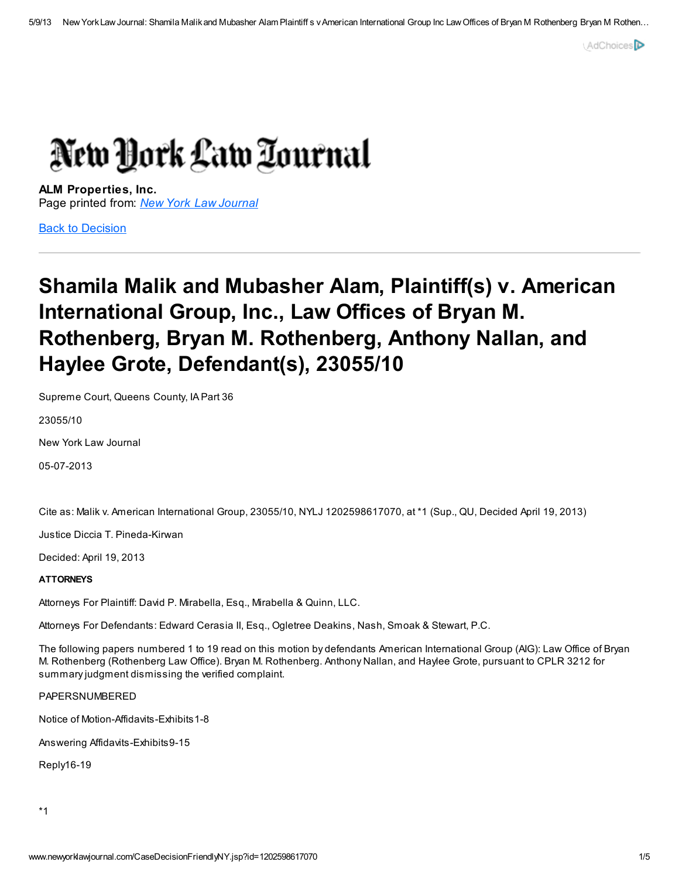# New York Law Journal

**ALM Properties, Inc.**
Page printed from: [New York Law Journal]

[Back to Decision]

---

# Shamila Malik and Mubasher Alam, Plaintiff(s) v. American International Group, Inc., Law Offices of Bryan M. Rothenberg, Bryan M. Rothenberg, Anthony Nallan, and Haylee Grote, Defendant(s), 23055/10

Supreme Court, Queens County, IA Part 36

23055/10

New York Law Journal

05-07-2013

Cite as: Malik v. American International Group, 23055/10, NYLJ 1202598617070, at *1 (Sup., QU, Decided April 19, 2013)

Justice Diccia T. Pineda-Kirwan

Decided: April 19, 2013

**ATTORNEYS**

Attorneys For Plaintiff: David P. Mirabella, Esq., Mirabella & Quinn, LLC.

Attorneys For Defendants: Edward Cerasia II, Esq., Ogletree Deakins, Nash, Smoak & Stewart, P.C.

The following papers numbered 1 to 19 read on this motion by defendants American International Group (AIG): Law Office of Bryan M. Rothenberg (Rothenberg Law Office). Bryan M. Rothenberg. Anthony Nallan, and Haylee Grote, pursuant to CPLR 3212 for summary judgment dismissing the verified complaint.

PAPERSNUMBERED

Notice of Motion-Affidavits-Exhibits1-8

Answering Affidavits-Exhibits9-15

Reply16-19

*1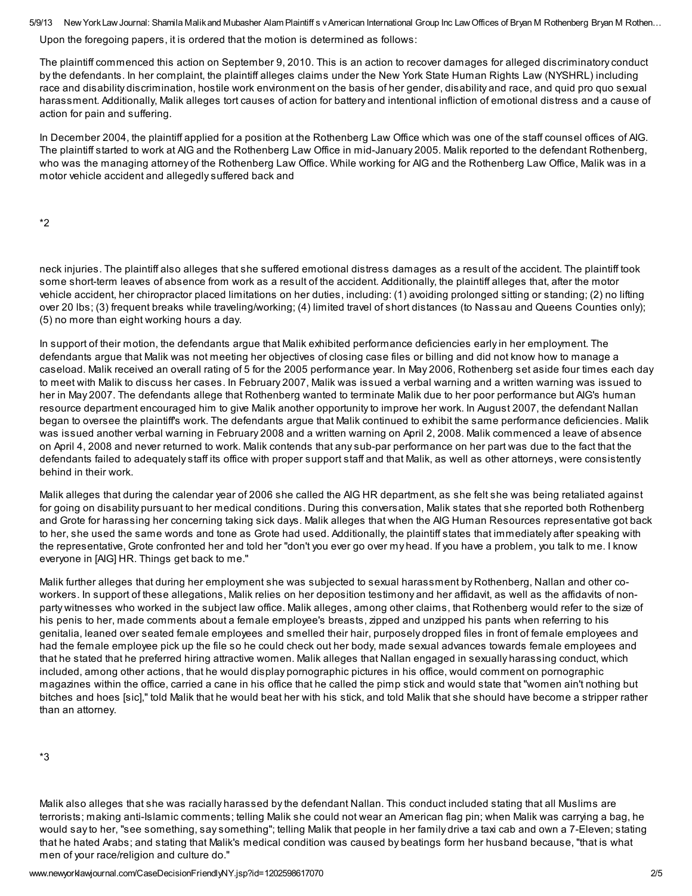Upon the foregoing papers, it is ordered that the motion is determined as follows:

The plaintiff commenced this action on September 9, 2010. This is an action to recover damages for alleged discriminatory conduct by the defendants. In her complaint, the plaintiff alleges claims under the New York State Human Rights Law (NYSHRL) including race and disability discrimination, hostile work environment on the basis of her gender, disability and race, and quid pro quo sexual harassment. Additionally, Malik alleges tort causes of action for battery and intentional infliction of emotional distress and a cause of action for pain and suffering.

In December 2004, the plaintiff applied for a position at the Rothenberg Law Office which was one of the staff counsel offices of AIG. The plaintiff started to work at AIG and the Rothenberg Law Office in mid-January 2005. Malik reported to the defendant Rothenberg, who was the managing attorney of the Rothenberg Law Office. While working for AIG and the Rothenberg Law Office, Malik was in a motor vehicle accident and allegedly suffered back and

*2

neck injuries. The plaintiff also alleges that she suffered emotional distress damages as a result of the accident. The plaintiff took some short-term leaves of absence from work as a result of the accident. Additionally, the plaintiff alleges that, after the motor vehicle accident, her chiropractor placed limitations on her duties, including: (1) avoiding prolonged sitting or standing; (2) no lifting over 20 lbs; (3) frequent breaks while traveling/working; (4) limited travel of short distances (to Nassau and Queens Counties only); (5) no more than eight working hours a day.

In support of their motion, the defendants argue that Malik exhibited performance deficiencies early in her employment. The defendants argue that Malik was not meeting her objectives of closing case files or billing and did not know how to manage a caseload. Malik received an overall rating of 5 for the 2005 performance year. In May 2006, Rothenberg set aside four times each day to meet with Malik to discuss her cases. In February 2007, Malik was issued a verbal warning and a written warning was issued to her in May 2007. The defendants allege that Rothenberg wanted to terminate Malik due to her poor performance but AIG's human resource department encouraged him to give Malik another opportunity to improve her work. In August 2007, the defendant Nallan began to oversee the plaintiff's work. The defendants argue that Malik continued to exhibit the same performance deficiencies. Malik was issued another verbal warning in February 2008 and a written warning on April 2, 2008. Malik commenced a leave of absence on April 4, 2008 and never returned to work. Malik contends that any sub-par performance on her part was due to the fact that the defendants failed to adequately staff its office with proper support staff and that Malik, as well as other attorneys, were consistently behind in their work.

Malik alleges that during the calendar year of 2006 she called the AIG HR department, as she felt she was being retaliated against for going on disability pursuant to her medical conditions. During this conversation, Malik states that she reported both Rothenberg and Grote for harassing her concerning taking sick days. Malik alleges that when the AIG Human Resources representative got back to her, she used the same words and tone as Grote had used. Additionally, the plaintiff states that immediately after speaking with the representative, Grote confronted her and told her "don't you ever go over my head. If you have a problem, you talk to me. I know everyone in [AIG] HR. Things get back to me."

Malik further alleges that during her employment she was subjected to sexual harassment by Rothenberg, Nallan and other co-workers. In support of these allegations, Malik relies on her deposition testimony and her affidavit, as well as the affidavits of non-party witnesses who worked in the subject law office. Malik alleges, among other claims, that Rothenberg would refer to the size of his penis to her, made comments about a female employee's breasts, zipped and unzipped his pants when referring to his genitalia, leaned over seated female employees and smelled their hair, purposely dropped files in front of female employees and had the female employee pick up the file so he could check out her body, made sexual advances towards female employees and that he stated that he preferred hiring attractive women. Malik alleges that Nallan engaged in sexually harassing conduct, which included, among other actions, that he would display pornographic pictures in his office, would comment on pornographic magazines within the office, carried a cane in his office that he called the pimp stick and would state that "women ain't nothing but bitches and hoes [sic]," told Malik that he would beat her with his stick, and told Malik that she should have become a stripper rather than an attorney.

*3

Malik also alleges that she was racially harassed by the defendant Nallan. This conduct included stating that all Muslims are terrorists; making anti-Islamic comments; telling Malik she could not wear an American flag pin; when Malik was carrying a bag, he would say to her, "see something, say something"; telling Malik that people in her family drive a taxi cab and own a 7-Eleven; stating that he hated Arabs; and stating that Malik's medical condition was caused by beatings form her husband because, "that is what men of your race/religion and culture do."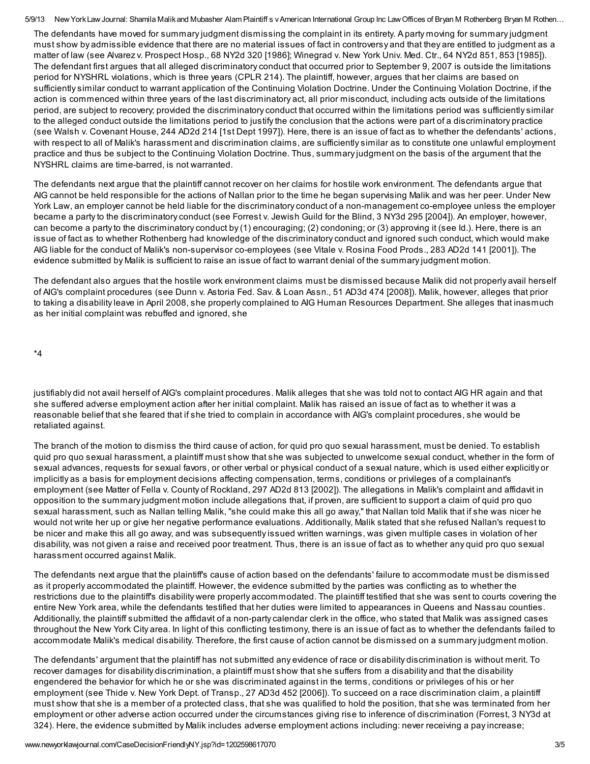The defendants have moved for summary judgment dismissing the complaint in its entirety. A party moving for summary judgment must show by admissible evidence that there are no material issues of fact in controversy and that they are entitled to judgment as a matter of law (see Alvarez v. Prospect Hosp., 68 NY2d 320 [1986]; Winegrad v. New York Univ. Med. Ctr., 64 NY2d 851, 853 [1985]). The defendant first argues that all alleged discriminatory conduct that occurred prior to September 9, 2007 is outside the limitations period for NYSHRL violations, which is three years (CPLR 214). The plaintiff, however, argues that her claims are based on sufficiently similar conduct to warrant application of the Continuing Violation Doctrine. Under the Continuing Violation Doctrine, if the action is commenced within three years of the last discriminatory act, all prior misconduct, including acts outside of the limitations period, are subject to recovery; provided the discriminatory conduct that occurred within the limitations period was sufficiently similar to the alleged conduct outside the limitations period to justify the conclusion that the actions were part of a discriminatory practice (see Walsh v. Covenant House, 244 AD2d 214 [1st Dept 1997]). Here, there is an issue of fact as to whether the defendants' actions, with respect to all of Malik's harassment and discrimination claims, are sufficiently similar as to constitute one unlawful employment practice and thus be subject to the Continuing Violation Doctrine. Thus, summary judgment on the basis of the argument that the NYSHRL claims are time-barred, is not warranted.

The defendants next argue that the plaintiff cannot recover on her claims for hostile work environment. The defendants argue that AIG cannot be held responsible for the actions of Nallan prior to the time he began supervising Malik and was her peer. Under New York Law, an employer cannot be held liable for the discriminatory conduct of a non-management co-employee unless the employer became a party to the discriminatory conduct (see Forrest v. Jewish Guild for the Blind, 3 NY3d 295 [2004]). An employer, however, can become a party to the discriminatory conduct by (1) encouraging; (2) condoning; or (3) approving it (see Id.). Here, there is an issue of fact as to whether Rothenberg had knowledge of the discriminatory conduct and ignored such conduct, which would make AIG liable for the conduct of Malik's non-supervisor co-employees (see Vitale v. Rosina Food Prods., 283 AD2d 141 [2001]). The evidence submitted by Malik is sufficient to raise an issue of fact to warrant denial of the summary judgment motion.

The defendant also argues that the hostile work environment claims must be dismissed because Malik did not properly avail herself of AIG's complaint procedures (see Dunn v. Astoria Fed. Sav. & Loan Assn., 51 AD3d 474 [2008]). Malik, however, alleges that prior to taking a disability leave in April 2008, she properly complained to AIG Human Resources Department. She alleges that inasmuch as her initial complaint was rebuffed and ignored, she

*4

justifiably did not avail herself of AIG's complaint procedures. Malik alleges that she was told not to contact AIG HR again and that she suffered adverse employment action after her initial complaint. Malik has raised an issue of fact as to whether it was a reasonable belief that she feared that if she tried to complain in accordance with AIG's complaint procedures, she would be retaliated against.

The branch of the motion to dismiss the third cause of action, for quid pro quo sexual harassment, must be denied. To establish quid pro quo sexual harassment, a plaintiff must show that she was subjected to unwelcome sexual conduct, whether in the form of sexual advances, requests for sexual favors, or other verbal or physical conduct of a sexual nature, which is used either explicitly or implicitly as a basis for employment decisions affecting compensation, terms, conditions or privileges of a complainant's employment (see Matter of Fella v. County of Rockland, 297 AD2d 813 [2002]). The allegations in Malik's complaint and affidavit in opposition to the summary judgment motion include allegations that, if proven, are sufficient to support a claim of quid pro quo sexual harassment, such as Nallan telling Malik, "she could make this all go away," that Nallan told Malik that if she was nicer he would not write her up or give her negative performance evaluations. Additionally, Malik stated that she refused Nallan's request to be nicer and make this all go away, and was subsequently issued written warnings, was given multiple cases in violation of her disability, was not given a raise and received poor treatment. Thus, there is an issue of fact as to whether any quid pro quo sexual harassment occurred against Malik.

The defendants next argue that the plaintiff's cause of action based on the defendants' failure to accommodate must be dismissed as it properly accommodated the plaintiff. However, the evidence submitted by the parties was conflicting as to whether the restrictions due to the plaintiff's disability were properly accommodated. The plaintiff testified that she was sent to courts covering the entire New York area, while the defendants testified that her duties were limited to appearances in Queens and Nassau counties. Additionally, the plaintiff submitted the affidavit of a non-party calendar clerk in the office, who stated that Malik was assigned cases throughout the New York City area. In light of this conflicting testimony, there is an issue of fact as to whether the defendants failed to accommodate Malik's medical disability. Therefore, the first cause of action cannot be dismissed on a summary judgment motion.

The defendants' argument that the plaintiff has not submitted any evidence of race or disability discrimination is without merit. To recover damages for disability discrimination, a plaintiff must show that she suffers from a disability and that the disability engendered the behavior for which he or she was discriminated against in the terms, conditions or privileges of his or her employment (see Thide v. New York Dept. of Transp., 27 AD3d 452 [2006]). To succeed on a race discrimination claim, a plaintiff must show that she is a member of a protected class, that she was qualified to hold the position, that she was terminated from her employment or other adverse action occurred under the circumstances giving rise to inference of discrimination (Forrest, 3 NY3d at 324). Here, the evidence submitted by Malik includes adverse employment actions including: never receiving a pay increase;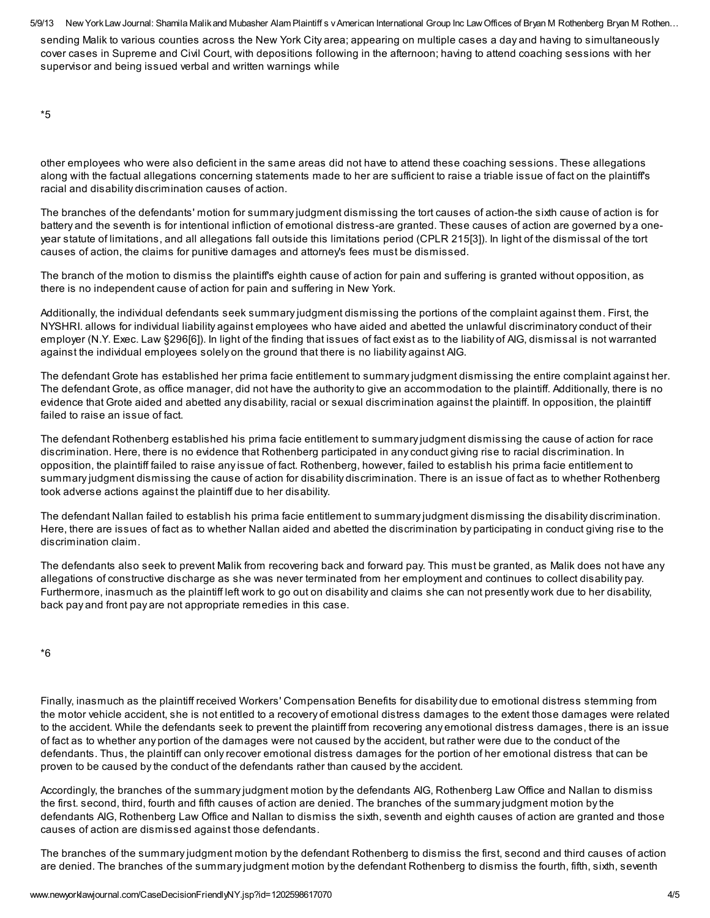sending Malik to various counties across the New York City area; appearing on multiple cases a day and having to simultaneously cover cases in Supreme and Civil Court, with depositions following in the afternoon; having to attend coaching sessions with her supervisor and being issued verbal and written warnings while

*5

other employees who were also deficient in the same areas did not have to attend these coaching sessions. These allegations along with the factual allegations concerning statements made to her are sufficient to raise a triable issue of fact on the plaintiff's racial and disability discrimination causes of action.

The branches of the defendants' motion for summary judgment dismissing the tort causes of action-the sixth cause of action is for battery and the seventh is for intentional infliction of emotional distress-are granted. These causes of action are governed by a one-year statute of limitations, and all allegations fall outside this limitations period (CPLR 215[3]). In light of the dismissal of the tort causes of action, the claims for punitive damages and attorney's fees must be dismissed.

The branch of the motion to dismiss the plaintiff's eighth cause of action for pain and suffering is granted without opposition, as there is no independent cause of action for pain and suffering in New York.

Additionally, the individual defendants seek summary judgment dismissing the portions of the complaint against them. First, the NYSHRL allows for individual liability against employees who have aided and abetted the unlawful discriminatory conduct of their employer (N.Y. Exec. Law §296[6]). In light of the finding that issues of fact exist as to the liability of AIG, dismissal is not warranted against the individual employees solely on the ground that there is no liability against AIG.

The defendant Grote has established her prima facie entitlement to summary judgment dismissing the entire complaint against her. The defendant Grote, as office manager, did not have the authority to give an accommodation to the plaintiff. Additionally, there is no evidence that Grote aided and abetted any disability, racial or sexual discrimination against the plaintiff. In opposition, the plaintiff failed to raise an issue of fact.

The defendant Rothenberg established his prima facie entitlement to summary judgment dismissing the cause of action for race discrimination. Here, there is no evidence that Rothenberg participated in any conduct giving rise to racial discrimination. In opposition, the plaintiff failed to raise any issue of fact. Rothenberg, however, failed to establish his prima facie entitlement to summary judgment dismissing the cause of action for disability discrimination. There is an issue of fact as to whether Rothenberg took adverse actions against the plaintiff due to her disability.

The defendant Nallan failed to establish his prima facie entitlement to summary judgment dismissing the disability discrimination. Here, there are issues of fact as to whether Nallan aided and abetted the discrimination by participating in conduct giving rise to the discrimination claim.

The defendants also seek to prevent Malik from recovering back and forward pay. This must be granted, as Malik does not have any allegations of constructive discharge as she was never terminated from her employment and continues to collect disability pay. Furthermore, inasmuch as the plaintiff left work to go out on disability and claims she can not presently work due to her disability, back pay and front pay are not appropriate remedies in this case.

*6

Finally, inasmuch as the plaintiff received Workers' Compensation Benefits for disability due to emotional distress stemming from the motor vehicle accident, she is not entitled to a recovery of emotional distress damages to the extent those damages were related to the accident. While the defendants seek to prevent the plaintiff from recovering any emotional distress damages, there is an issue of fact as to whether any portion of the damages were not caused by the accident, but rather were due to the conduct of the defendants. Thus, the plaintiff can only recover emotional distress damages for the portion of her emotional distress that can be proven to be caused by the conduct of the defendants rather than caused by the accident.

Accordingly, the branches of the summary judgment motion by the defendants AIG, Rothenberg Law Office and Nallan to dismiss the first. second, third, fourth and fifth causes of action are denied. The branches of the summary judgment motion by the defendants AIG, Rothenberg Law Office and Nallan to dismiss the sixth, seventh and eighth causes of action are granted and those causes of action are dismissed against those defendants.

The branches of the summary judgment motion by the defendant Rothenberg to dismiss the first, second and third causes of action are denied. The branches of the summary judgment motion by the defendant Rothenberg to dismiss the fourth, fifth, sixth, seventh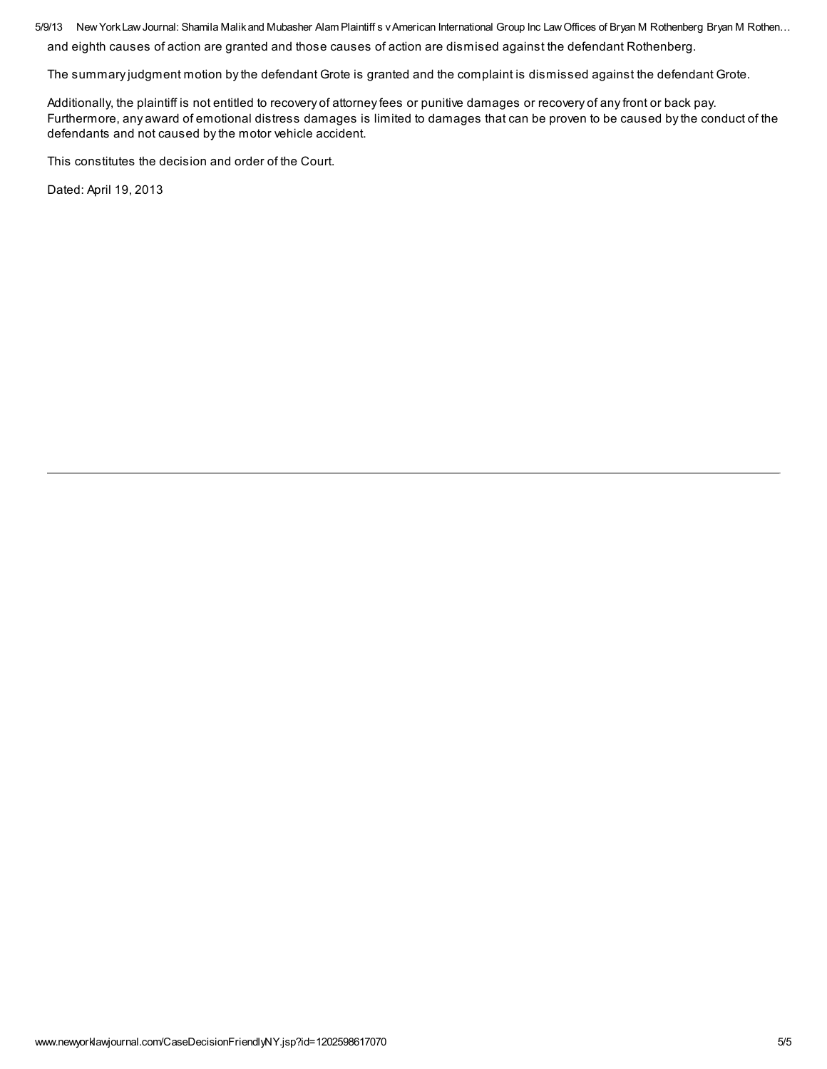and eighth causes of action are granted and those causes of action are dismised against the defendant Rothenberg.

The summary judgment motion by the defendant Grote is granted and the complaint is dismissed against the defendant Grote.

Additionally, the plaintiff is not entitled to recovery of attorney fees or punitive damages or recovery of any front or back pay. Furthermore, any award of emotional distress damages is limited to damages that can be proven to be caused by the conduct of the defendants and not caused by the motor vehicle accident.

This constitutes the decision and order of the Court.

Dated: April 19, 2013